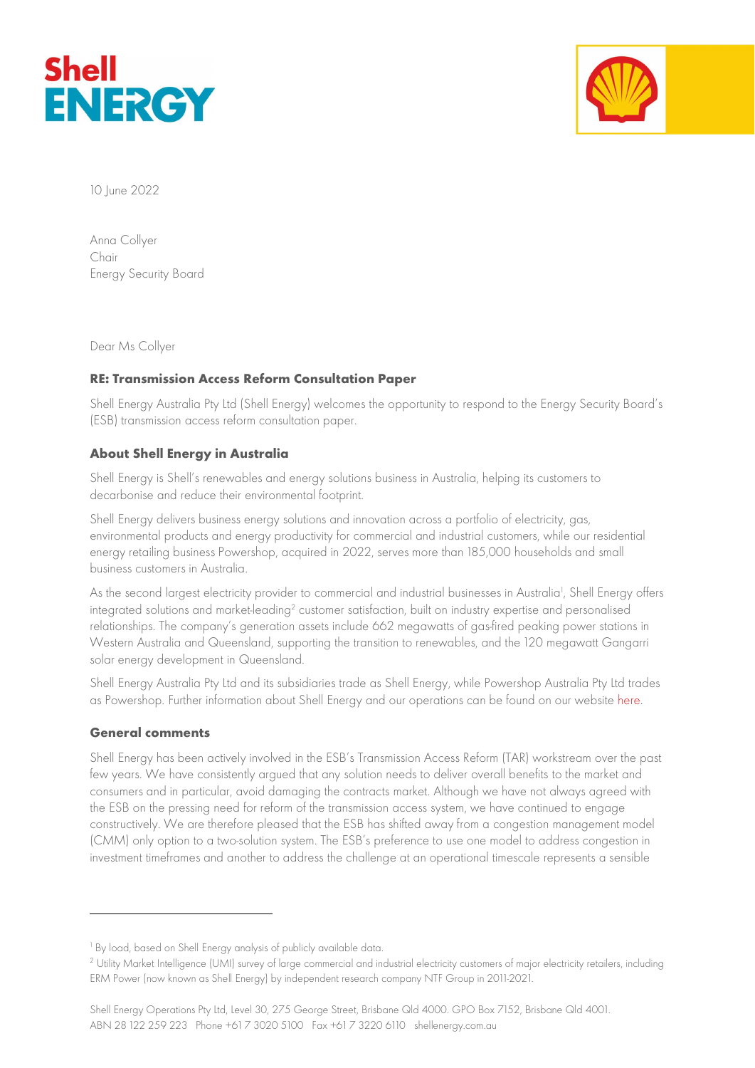10 June 2022

Anna Collyer
Chair
Energy Security Board

Dear Ms Collyer

**RE: Transmission Access Reform Consultation Paper**

Shell Energy Australia Pty Ltd (Shell Energy) welcomes the opportunity to respond to the Energy Security Board's (ESB) transmission access reform consultation paper.

## About Shell Energy in Australia

Shell Energy is Shell's renewables and energy solutions business in Australia, helping its customers to decarbonise and reduce their environmental footprint.

Shell Energy delivers business energy solutions and innovation across a portfolio of electricity, gas, environmental products and energy productivity for commercial and industrial customers, while our residential energy retailing business Powershop, acquired in 2022, serves more than 185,000 households and small business customers in Australia.

As the second largest electricity provider to commercial and industrial businesses in Australia[1], Shell Energy offers integrated solutions and market-leading[2] customer satisfaction, built on industry expertise and personalised relationships. The company's generation assets include 662 megawatts of gas-fired peaking power stations in Western Australia and Queensland, supporting the transition to renewables, and the 120 megawatt Gangarri solar energy development in Queensland.

Shell Energy Australia Pty Ltd and its subsidiaries trade as Shell Energy, while Powershop Australia Pty Ltd trades as Powershop. Further information about Shell Energy and our operations can be found on our website here.

## General comments

Shell Energy has been actively involved in the ESB's Transmission Access Reform (TAR) workstream over the past few years. We have consistently argued that any solution needs to deliver overall benefits to the market and consumers and in particular, avoid damaging the contracts market. Although we have not always agreed with the ESB on the pressing need for reform of the transmission access system, we have continued to engage constructively. We are therefore pleased that the ESB has shifted away from a congestion management model (CMM) only option to a two-solution system. The ESB's preference to use one model to address congestion in investment timeframes and another to address the challenge at an operational timescale represents a sensible

[1] By load, based on Shell Energy analysis of publicly available data.

[2] Utility Market Intelligence (UMI) survey of large commercial and industrial electricity customers of major electricity retailers, including ERM Power (now known as Shell Energy) by independent research company NTF Group in 2011-2021.

Shell Energy Operations Pty Ltd, Level 30, 275 George Street, Brisbane Qld 4000. GPO Box 7152, Brisbane Qld 4001.
ABN 28 122 259 223 Phone +61 7 3020 5100 Fax +61 7 3220 6110 shellenergy.com.au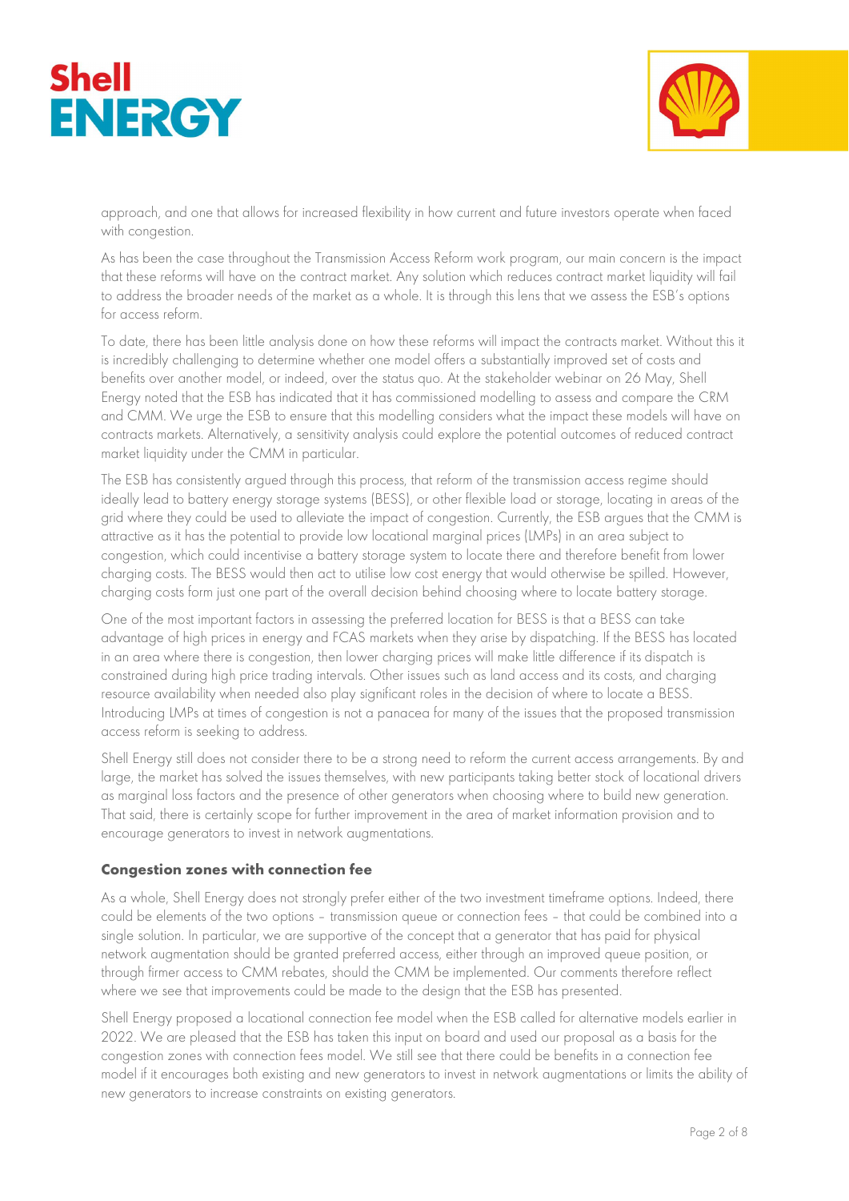approach, and one that allows for increased flexibility in how current and future investors operate when faced with congestion.

As has been the case throughout the Transmission Access Reform work program, our main concern is the impact that these reforms will have on the contract market. Any solution which reduces contract market liquidity will fail to address the broader needs of the market as a whole. It is through this lens that we assess the ESB's options for access reform.

To date, there has been little analysis done on how these reforms will impact the contracts market. Without this it is incredibly challenging to determine whether one model offers a substantially improved set of costs and benefits over another model, or indeed, over the status quo. At the stakeholder webinar on 26 May, Shell Energy noted that the ESB has indicated that it has commissioned modelling to assess and compare the CRM and CMM. We urge the ESB to ensure that this modelling considers what the impact these models will have on contracts markets. Alternatively, a sensitivity analysis could explore the potential outcomes of reduced contract market liquidity under the CMM in particular.

The ESB has consistently argued through this process, that reform of the transmission access regime should ideally lead to battery energy storage systems (BESS), or other flexible load or storage, locating in areas of the grid where they could be used to alleviate the impact of congestion. Currently, the ESB argues that the CMM is attractive as it has the potential to provide low locational marginal prices (LMPs) in an area subject to congestion, which could incentivise a battery storage system to locate there and therefore benefit from lower charging costs. The BESS would then act to utilise low cost energy that would otherwise be spilled. However, charging costs form just one part of the overall decision behind choosing where to locate battery storage.

One of the most important factors in assessing the preferred location for BESS is that a BESS can take advantage of high prices in energy and FCAS markets when they arise by dispatching. If the BESS has located in an area where there is congestion, then lower charging prices will make little difference if its dispatch is constrained during high price trading intervals. Other issues such as land access and its costs, and charging resource availability when needed also play significant roles in the decision of where to locate a BESS. Introducing LMPs at times of congestion is not a panacea for many of the issues that the proposed transmission access reform is seeking to address.

Shell Energy still does not consider there to be a strong need to reform the current access arrangements. By and large, the market has solved the issues themselves, with new participants taking better stock of locational drivers as marginal loss factors and the presence of other generators when choosing where to build new generation. That said, there is certainly scope for further improvement in the area of market information provision and to encourage generators to invest in network augmentations.

### Congestion zones with connection fee

As a whole, Shell Energy does not strongly prefer either of the two investment timeframe options. Indeed, there could be elements of the two options – transmission queue or connection fees – that could be combined into a single solution. In particular, we are supportive of the concept that a generator that has paid for physical network augmentation should be granted preferred access, either through an improved queue position, or through firmer access to CMM rebates, should the CMM be implemented. Our comments therefore reflect where we see that improvements could be made to the design that the ESB has presented.

Shell Energy proposed a locational connection fee model when the ESB called for alternative models earlier in 2022. We are pleased that the ESB has taken this input on board and used our proposal as a basis for the congestion zones with connection fees model. We still see that there could be benefits in a connection fee model if it encourages both existing and new generators to invest in network augmentations or limits the ability of new generators to increase constraints on existing generators.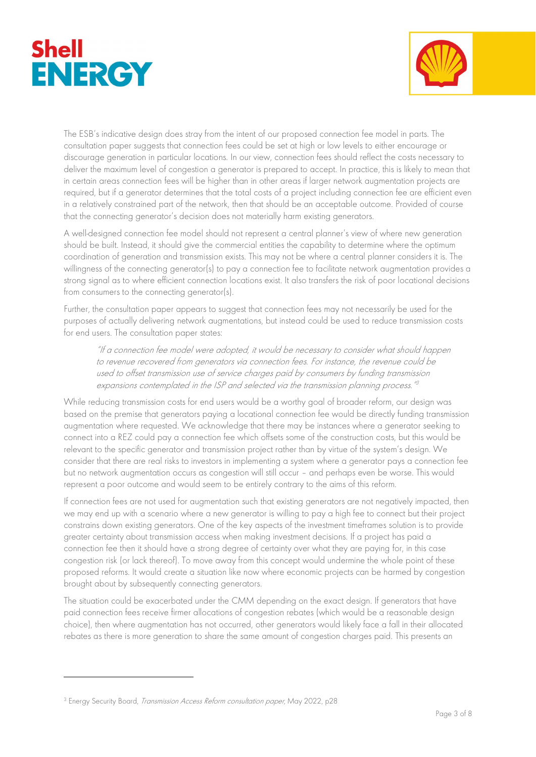The ESB's indicative design does stray from the intent of our proposed connection fee model in parts. The consultation paper suggests that connection fees could be set at high or low levels to either encourage or discourage generation in particular locations. In our view, connection fees should reflect the costs necessary to deliver the maximum level of congestion a generator is prepared to accept. In practice, this is likely to mean that in certain areas connection fees will be higher than in other areas if larger network augmentation projects are required, but if a generator determines that the total costs of a project including connection fee are efficient even in a relatively constrained part of the network, then that should be an acceptable outcome. Provided of course that the connecting generator's decision does not materially harm existing generators.

A well-designed connection fee model should not represent a central planner's view of where new generation should be built. Instead, it should give the commercial entities the capability to determine where the optimum coordination of generation and transmission exists. This may not be where a central planner considers it is. The willingness of the connecting generator(s) to pay a connection fee to facilitate network augmentation provides a strong signal as to where efficient connection locations exist. It also transfers the risk of poor locational decisions from consumers to the connecting generator(s).

Further, the consultation paper appears to suggest that connection fees may not necessarily be used for the purposes of actually delivering network augmentations, but instead could be used to reduce transmission costs for end users. The consultation paper states:

> *"If a connection fee model were adopted, it would be necessary to consider what should happen to revenue recovered from generators via connection fees. For instance, the revenue could be used to offset transmission use of service charges paid by consumers by funding transmission expansions contemplated in the ISP and selected via the transmission planning process."*[3]

While reducing transmission costs for end users would be a worthy goal of broader reform, our design was based on the premise that generators paying a locational connection fee would be directly funding transmission augmentation where requested. We acknowledge that there may be instances where a generator seeking to connect into a REZ could pay a connection fee which offsets some of the construction costs, but this would be relevant to the specific generator and transmission project rather than by virtue of the system's design. We consider that there are real risks to investors in implementing a system where a generator pays a connection fee but no network augmentation occurs as congestion will still occur – and perhaps even be worse. This would represent a poor outcome and would seem to be entirely contrary to the aims of this reform.

If connection fees are not used for augmentation such that existing generators are not negatively impacted, then we may end up with a scenario where a new generator is willing to pay a high fee to connect but their project constrains down existing generators. One of the key aspects of the investment timeframes solution is to provide greater certainty about transmission access when making investment decisions. If a project has paid a connection fee then it should have a strong degree of certainty over what they are paying for, in this case congestion risk (or lack thereof). To move away from this concept would undermine the whole point of these proposed reforms. It would create a situation like now where economic projects can be harmed by congestion brought about by subsequently connecting generators.

The situation could be exacerbated under the CMM depending on the exact design. If generators that have paid connection fees receive firmer allocations of congestion rebates (which would be a reasonable design choice), then where augmentation has not occurred, other generators would likely face a fall in their allocated rebates as there is more generation to share the same amount of congestion charges paid. This presents an

---

[3] Energy Security Board, *Transmission Access Reform consultation paper*, May 2022, p28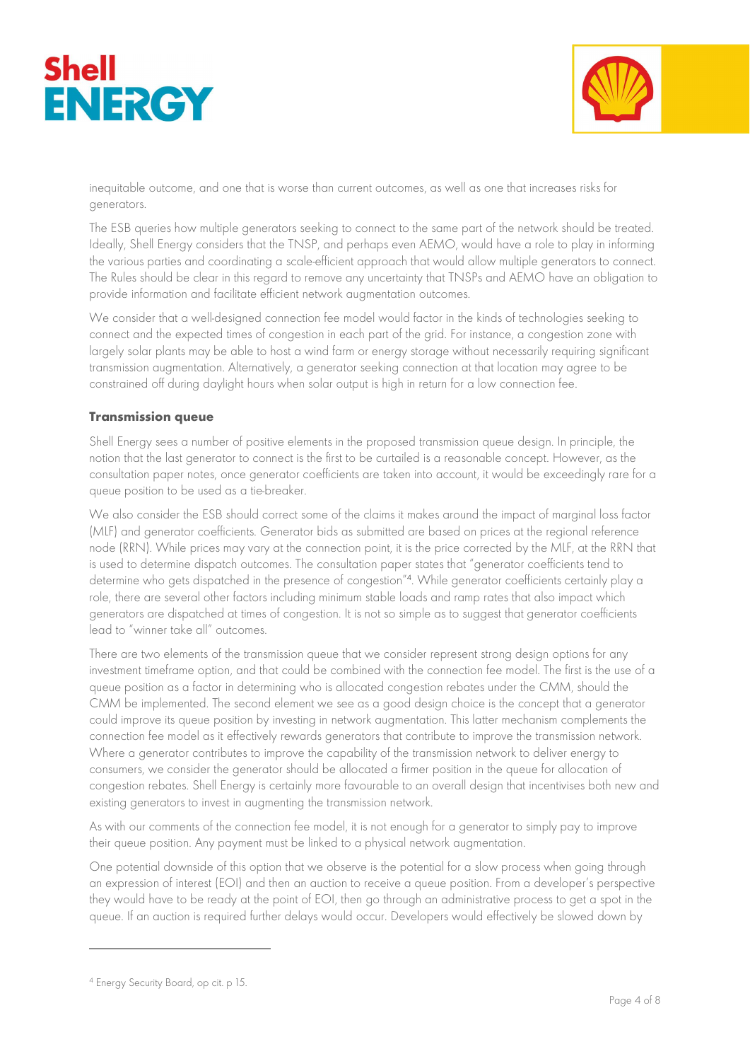inequitable outcome, and one that is worse than current outcomes, as well as one that increases risks for generators.

The ESB queries how multiple generators seeking to connect to the same part of the network should be treated. Ideally, Shell Energy considers that the TNSP, and perhaps even AEMO, would have a role to play in informing the various parties and coordinating a scale-efficient approach that would allow multiple generators to connect. The Rules should be clear in this regard to remove any uncertainty that TNSPs and AEMO have an obligation to provide information and facilitate efficient network augmentation outcomes.

We consider that a well-designed connection fee model would factor in the kinds of technologies seeking to connect and the expected times of congestion in each part of the grid. For instance, a congestion zone with largely solar plants may be able to host a wind farm or energy storage without necessarily requiring significant transmission augmentation. Alternatively, a generator seeking connection at that location may agree to be constrained off during daylight hours when solar output is high in return for a low connection fee.

**Transmission queue**

Shell Energy sees a number of positive elements in the proposed transmission queue design. In principle, the notion that the last generator to connect is the first to be curtailed is a reasonable concept. However, as the consultation paper notes, once generator coefficients are taken into account, it would be exceedingly rare for a queue position to be used as a tie-breaker.

We also consider the ESB should correct some of the claims it makes around the impact of marginal loss factor (MLF) and generator coefficients. Generator bids as submitted are based on prices at the regional reference node (RRN). While prices may vary at the connection point, it is the price corrected by the MLF, at the RRN that is used to determine dispatch outcomes. The consultation paper states that "generator coefficients tend to determine who gets dispatched in the presence of congestion"[4]. While generator coefficients certainly play a role, there are several other factors including minimum stable loads and ramp rates that also impact which generators are dispatched at times of congestion. It is not so simple as to suggest that generator coefficients lead to "winner take all" outcomes.

There are two elements of the transmission queue that we consider represent strong design options for any investment timeframe option, and that could be combined with the connection fee model. The first is the use of a queue position as a factor in determining who is allocated congestion rebates under the CMM, should the CMM be implemented. The second element we see as a good design choice is the concept that a generator could improve its queue position by investing in network augmentation. This latter mechanism complements the connection fee model as it effectively rewards generators that contribute to improve the transmission network. Where a generator contributes to improve the capability of the transmission network to deliver energy to consumers, we consider the generator should be allocated a firmer position in the queue for allocation of congestion rebates. Shell Energy is certainly more favourable to an overall design that incentivises both new and existing generators to invest in augmenting the transmission network.

As with our comments of the connection fee model, it is not enough for a generator to simply pay to improve their queue position. Any payment must be linked to a physical network augmentation.

One potential downside of this option that we observe is the potential for a slow process when going through an expression of interest (EOI) and then an auction to receive a queue position. From a developer's perspective they would have to be ready at the point of EOI, then go through an administrative process to get a spot in the queue. If an auction is required further delays would occur. Developers would effectively be slowed down by

---

[4] Energy Security Board, op cit. p 15.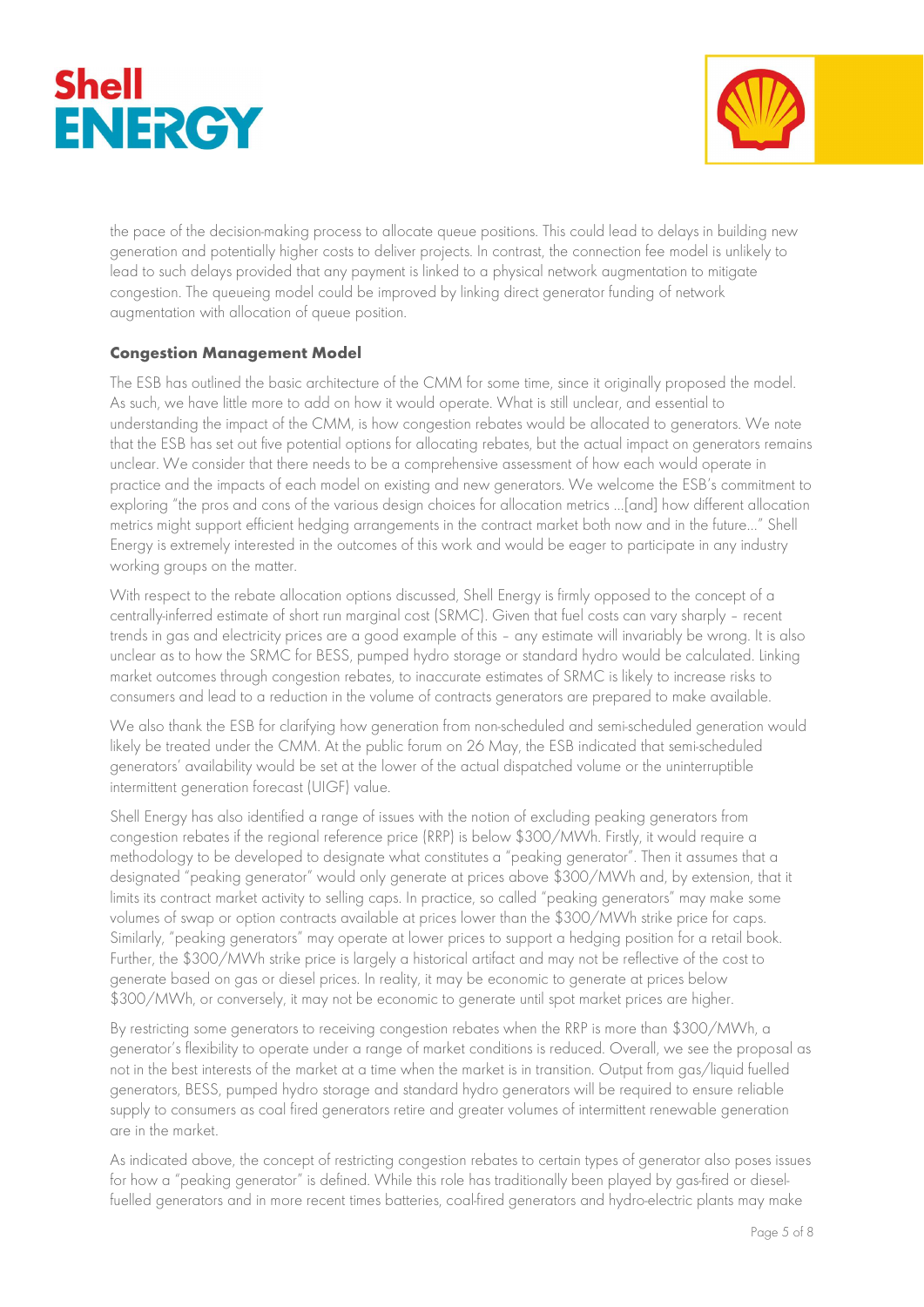the pace of the decision-making process to allocate queue positions. This could lead to delays in building new generation and potentially higher costs to deliver projects. In contrast, the connection fee model is unlikely to lead to such delays provided that any payment is linked to a physical network augmentation to mitigate congestion. The queueing model could be improved by linking direct generator funding of network augmentation with allocation of queue position.

**Congestion Management Model**

The ESB has outlined the basic architecture of the CMM for some time, since it originally proposed the model. As such, we have little more to add on how it would operate. What is still unclear, and essential to understanding the impact of the CMM, is how congestion rebates would be allocated to generators. We note that the ESB has set out five potential options for allocating rebates, but the actual impact on generators remains unclear. We consider that there needs to be a comprehensive assessment of how each would operate in practice and the impacts of each model on existing and new generators. We welcome the ESB's commitment to exploring "the pros and cons of the various design choices for allocation metrics …[and] how different allocation metrics might support efficient hedging arrangements in the contract market both now and in the future…" Shell Energy is extremely interested in the outcomes of this work and would be eager to participate in any industry working groups on the matter.

With respect to the rebate allocation options discussed, Shell Energy is firmly opposed to the concept of a centrally-inferred estimate of short run marginal cost (SRMC). Given that fuel costs can vary sharply – recent trends in gas and electricity prices are a good example of this – any estimate will invariably be wrong. It is also unclear as to how the SRMC for BESS, pumped hydro storage or standard hydro would be calculated. Linking market outcomes through congestion rebates, to inaccurate estimates of SRMC is likely to increase risks to consumers and lead to a reduction in the volume of contracts generators are prepared to make available.

We also thank the ESB for clarifying how generation from non-scheduled and semi-scheduled generation would likely be treated under the CMM. At the public forum on 26 May, the ESB indicated that semi-scheduled generators' availability would be set at the lower of the actual dispatched volume or the uninterruptible intermittent generation forecast (UIGF) value.

Shell Energy has also identified a range of issues with the notion of excluding peaking generators from congestion rebates if the regional reference price (RRP) is below $300/MWh. Firstly, it would require a methodology to be developed to designate what constitutes a "peaking generator". Then it assumes that a designated "peaking generator" would only generate at prices above $300/MWh and, by extension, that it limits its contract market activity to selling caps. In practice, so called "peaking generators" may make some volumes of swap or option contracts available at prices lower than the $300/MWh strike price for caps. Similarly, "peaking generators" may operate at lower prices to support a hedging position for a retail book. Further, the $300/MWh strike price is largely a historical artifact and may not be reflective of the cost to generate based on gas or diesel prices. In reality, it may be economic to generate at prices below $300/MWh, or conversely, it may not be economic to generate until spot market prices are higher.

By restricting some generators to receiving congestion rebates when the RRP is more than $300/MWh, a generator's flexibility to operate under a range of market conditions is reduced. Overall, we see the proposal as not in the best interests of the market at a time when the market is in transition. Output from gas/liquid fuelled generators, BESS, pumped hydro storage and standard hydro generators will be required to ensure reliable supply to consumers as coal fired generators retire and greater volumes of intermittent renewable generation are in the market.

As indicated above, the concept of restricting congestion rebates to certain types of generator also poses issues for how a "peaking generator" is defined. While this role has traditionally been played by gas-fired or diesel-fuelled generators and in more recent times batteries, coal-fired generators and hydro-electric plants may make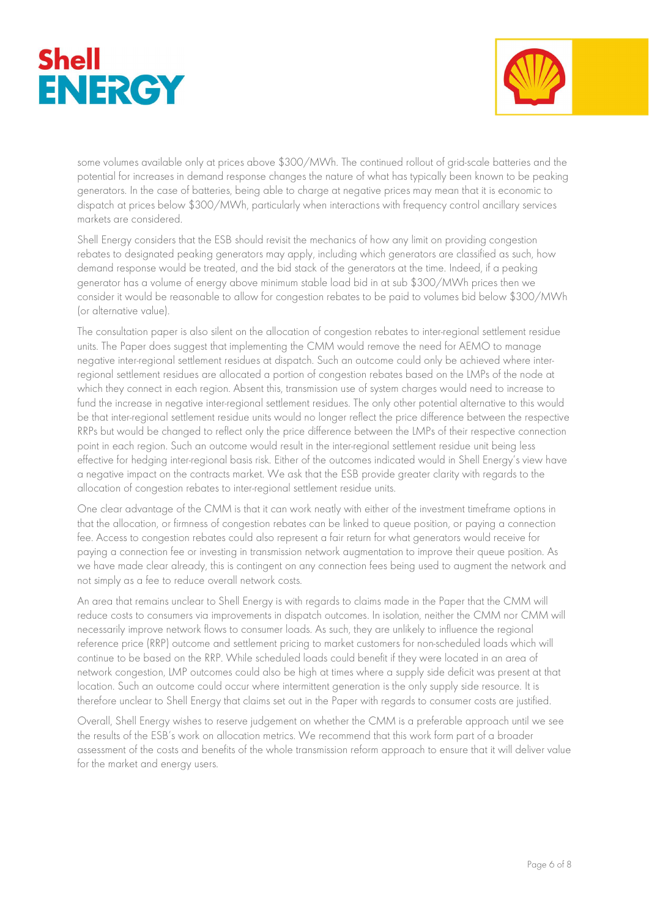some volumes available only at prices above $300/MWh. The continued rollout of grid-scale batteries and the potential for increases in demand response changes the nature of what has typically been known to be peaking generators. In the case of batteries, being able to charge at negative prices may mean that it is economic to dispatch at prices below $300/MWh, particularly when interactions with frequency control ancillary services markets are considered.

Shell Energy considers that the ESB should revisit the mechanics of how any limit on providing congestion rebates to designated peaking generators may apply, including which generators are classified as such, how demand response would be treated, and the bid stack of the generators at the time. Indeed, if a peaking generator has a volume of energy above minimum stable load bid in at sub $300/MWh prices then we consider it would be reasonable to allow for congestion rebates to be paid to volumes bid below $300/MWh (or alternative value).

The consultation paper is also silent on the allocation of congestion rebates to inter-regional settlement residue units. The Paper does suggest that implementing the CMM would remove the need for AEMO to manage negative inter-regional settlement residues at dispatch. Such an outcome could only be achieved where inter-regional settlement residues are allocated a portion of congestion rebates based on the LMPs of the node at which they connect in each region. Absent this, transmission use of system charges would need to increase to fund the increase in negative inter-regional settlement residues. The only other potential alternative to this would be that inter-regional settlement residue units would no longer reflect the price difference between the respective RRPs but would be changed to reflect only the price difference between the LMPs of their respective connection point in each region. Such an outcome would result in the inter-regional settlement residue unit being less effective for hedging inter-regional basis risk. Either of the outcomes indicated would in Shell Energy's view have a negative impact on the contracts market. We ask that the ESB provide greater clarity with regards to the allocation of congestion rebates to inter-regional settlement residue units.

One clear advantage of the CMM is that it can work neatly with either of the investment timeframe options in that the allocation, or firmness of congestion rebates can be linked to queue position, or paying a connection fee. Access to congestion rebates could also represent a fair return for what generators would receive for paying a connection fee or investing in transmission network augmentation to improve their queue position. As we have made clear already, this is contingent on any connection fees being used to augment the network and not simply as a fee to reduce overall network costs.

An area that remains unclear to Shell Energy is with regards to claims made in the Paper that the CMM will reduce costs to consumers via improvements in dispatch outcomes. In isolation, neither the CMM nor CMM will necessarily improve network flows to consumer loads. As such, they are unlikely to influence the regional reference price (RRP) outcome and settlement pricing to market customers for non-scheduled loads which will continue to be based on the RRP. While scheduled loads could benefit if they were located in an area of network congestion, LMP outcomes could also be high at times where a supply side deficit was present at that location. Such an outcome could occur where intermittent generation is the only supply side resource. It is therefore unclear to Shell Energy that claims set out in the Paper with regards to consumer costs are justified.

Overall, Shell Energy wishes to reserve judgement on whether the CMM is a preferable approach until we see the results of the ESB's work on allocation metrics. We recommend that this work form part of a broader assessment of the costs and benefits of the whole transmission reform approach to ensure that it will deliver value for the market and energy users.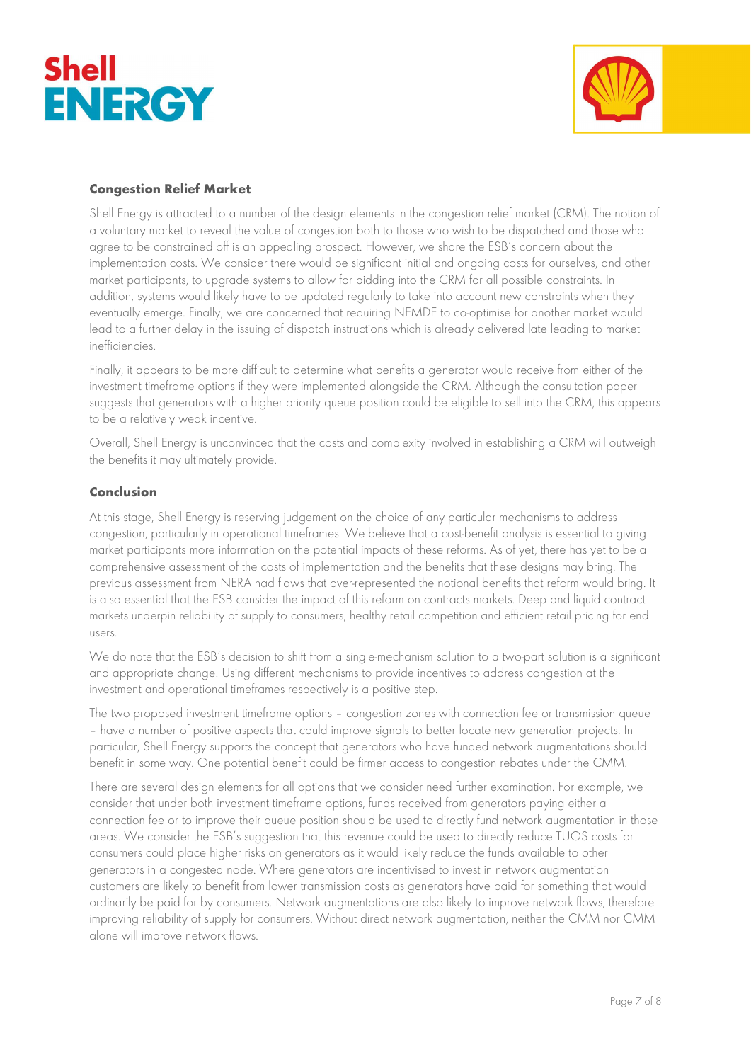### Congestion Relief Market

Shell Energy is attracted to a number of the design elements in the congestion relief market (CRM). The notion of a voluntary market to reveal the value of congestion both to those who wish to be dispatched and those who agree to be constrained off is an appealing prospect. However, we share the ESB's concern about the implementation costs. We consider there would be significant initial and ongoing costs for ourselves, and other market participants, to upgrade systems to allow for bidding into the CRM for all possible constraints. In addition, systems would likely have to be updated regularly to take into account new constraints when they eventually emerge. Finally, we are concerned that requiring NEMDE to co-optimise for another market would lead to a further delay in the issuing of dispatch instructions which is already delivered late leading to market inefficiencies.

Finally, it appears to be more difficult to determine what benefits a generator would receive from either of the investment timeframe options if they were implemented alongside the CRM. Although the consultation paper suggests that generators with a higher priority queue position could be eligible to sell into the CRM, this appears to be a relatively weak incentive.

Overall, Shell Energy is unconvinced that the costs and complexity involved in establishing a CRM will outweigh the benefits it may ultimately provide.

### Conclusion

At this stage, Shell Energy is reserving judgement on the choice of any particular mechanisms to address congestion, particularly in operational timeframes. We believe that a cost-benefit analysis is essential to giving market participants more information on the potential impacts of these reforms. As of yet, there has yet to be a comprehensive assessment of the costs of implementation and the benefits that these designs may bring. The previous assessment from NERA had flaws that over-represented the notional benefits that reform would bring. It is also essential that the ESB consider the impact of this reform on contracts markets. Deep and liquid contract markets underpin reliability of supply to consumers, healthy retail competition and efficient retail pricing for end users.

We do note that the ESB's decision to shift from a single-mechanism solution to a two-part solution is a significant and appropriate change. Using different mechanisms to provide incentives to address congestion at the investment and operational timeframes respectively is a positive step.

The two proposed investment timeframe options – congestion zones with connection fee or transmission queue – have a number of positive aspects that could improve signals to better locate new generation projects. In particular, Shell Energy supports the concept that generators who have funded network augmentations should benefit in some way. One potential benefit could be firmer access to congestion rebates under the CMM.

There are several design elements for all options that we consider need further examination. For example, we consider that under both investment timeframe options, funds received from generators paying either a connection fee or to improve their queue position should be used to directly fund network augmentation in those areas. We consider the ESB's suggestion that this revenue could be used to directly reduce TUOS costs for consumers could place higher risks on generators as it would likely reduce the funds available to other generators in a congested node. Where generators are incentivised to invest in network augmentation customers are likely to benefit from lower transmission costs as generators have paid for something that would ordinarily be paid for by consumers. Network augmentations are also likely to improve network flows, therefore improving reliability of supply for consumers. Without direct network augmentation, neither the CMM nor CMM alone will improve network flows.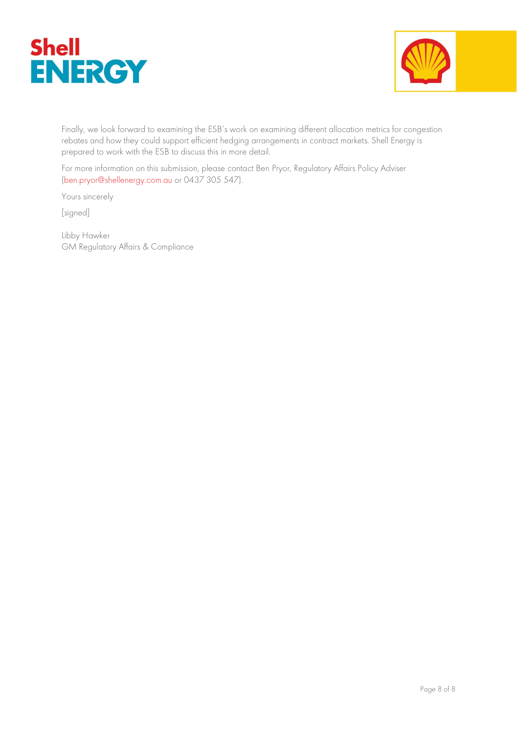Finally, we look forward to examining the ESB's work on examining different allocation metrics for congestion rebates and how they could support efficient hedging arrangements in contract markets. Shell Energy is prepared to work with the ESB to discuss this in more detail.

For more information on this submission, please contact Ben Pryor, Regulatory Affairs Policy Adviser (ben.pryor@shellenergy.com.au or 0437 305 547).

Yours sincerely

[signed]

Libby Hawker
GM Regulatory Affairs & Compliance